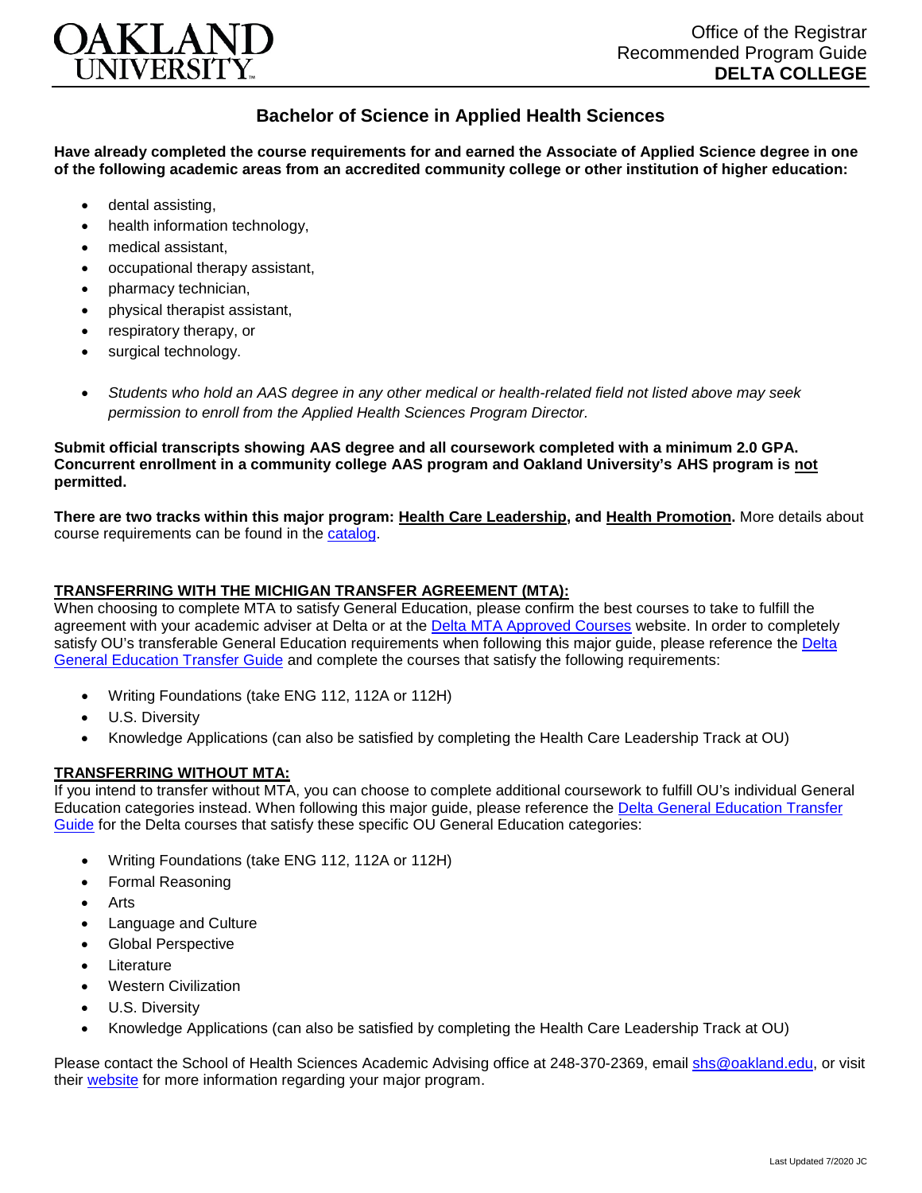OAKLAND UNIVERSITY

Office of the Registrar
Recommended Program Guide
**DELTA COLLEGE**

# Bachelor of Science in Applied Health Sciences

**Have already completed the course requirements for and earned the Associate of Applied Science degree in one of the following academic areas from an accredited community college or other institution of higher education:**

- dental assisting,
- health information technology,
- medical assistant,
- occupational therapy assistant,
- pharmacy technician,
- physical therapist assistant,
- respiratory therapy, or
- surgical technology.

- *Students who hold an AAS degree in any other medical or health-related field not listed above may seek permission to enroll from the Applied Health Sciences Program Director.*

**Submit official transcripts showing AAS degree and all coursework completed with a minimum 2.0 GPA. Concurrent enrollment in a community college AAS program and Oakland University's AHS program is not permitted.**

**There are two tracks within this major program: Health Care Leadership, and Health Promotion.** More details about course requirements can be found in the catalog.

## TRANSFERRING WITH THE MICHIGAN TRANSFER AGREEMENT (MTA):

When choosing to complete MTA to satisfy General Education, please confirm the best courses to take to fulfill the agreement with your academic adviser at Delta or at the Delta MTA Approved Courses website. In order to completely satisfy OU's transferable General Education requirements when following this major guide, please reference the Delta General Education Transfer Guide and complete the courses that satisfy the following requirements:

- Writing Foundations (take ENG 112, 112A or 112H)
- U.S. Diversity
- Knowledge Applications (can also be satisfied by completing the Health Care Leadership Track at OU)

## TRANSFERRING WITHOUT MTA:

If you intend to transfer without MTA, you can choose to complete additional coursework to fulfill OU's individual General Education categories instead. When following this major guide, please reference the Delta General Education Transfer Guide for the Delta courses that satisfy these specific OU General Education categories:

- Writing Foundations (take ENG 112, 112A or 112H)
- Formal Reasoning
- Arts
- Language and Culture
- Global Perspective
- Literature
- Western Civilization
- U.S. Diversity
- Knowledge Applications (can also be satisfied by completing the Health Care Leadership Track at OU)

Please contact the School of Health Sciences Academic Advising office at 248-370-2369, email shs@oakland.edu, or visit their website for more information regarding your major program.

Last Updated 7/2020 JC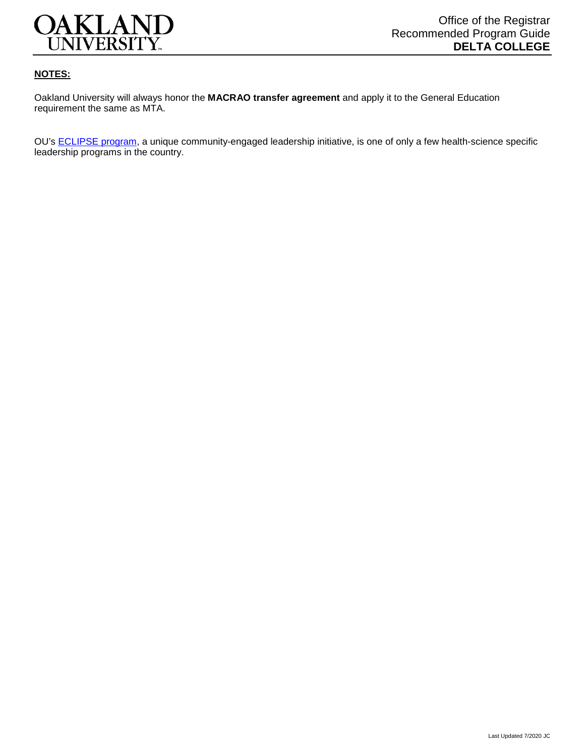**NOTES:**

Oakland University will always honor the **MACRAO transfer agreement** and apply it to the General Education requirement the same as MTA.

OU's ECLIPSE program, a unique community-engaged leadership initiative, is one of only a few health-science specific leadership programs in the country.

Last Updated 7/2020 JC